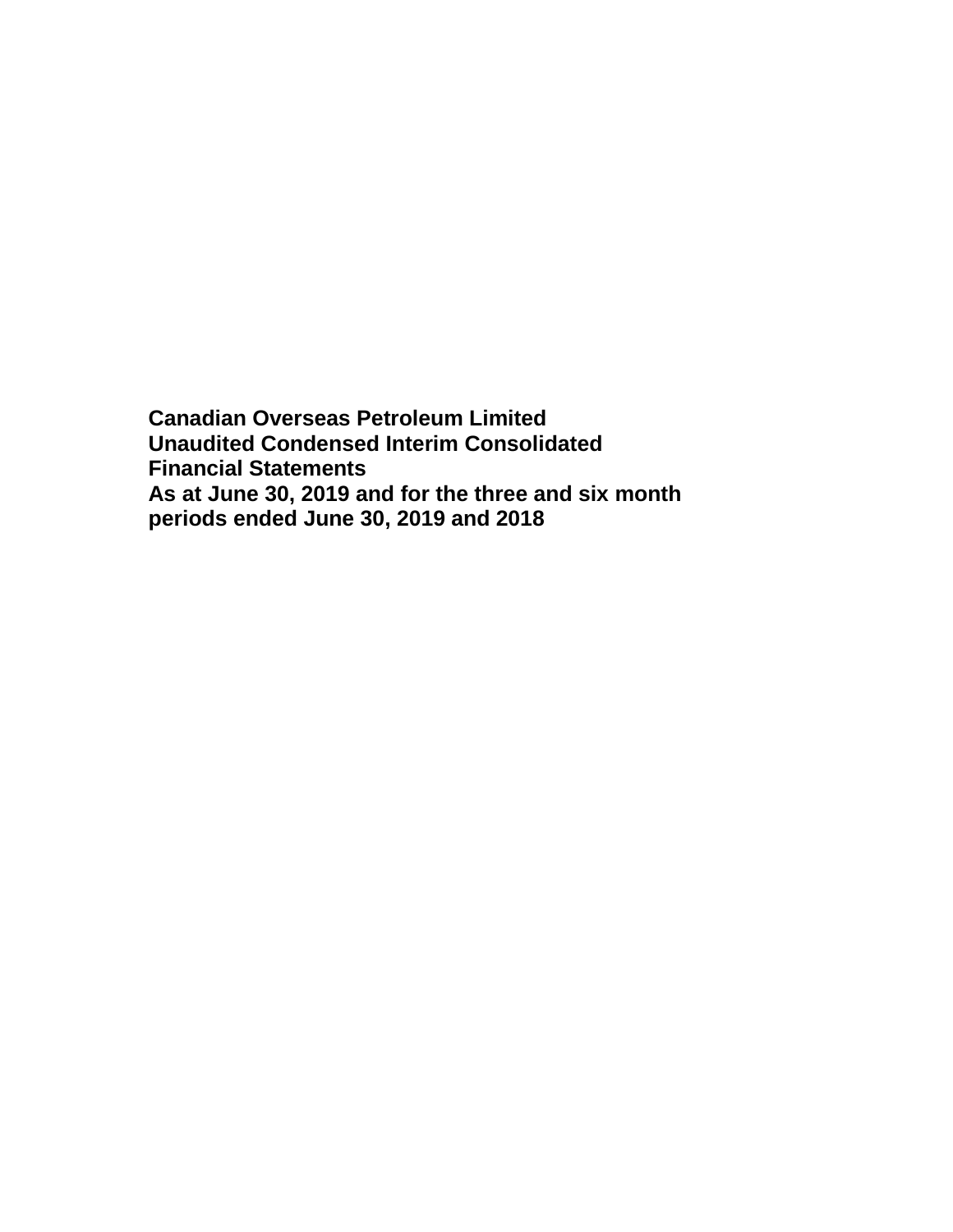**Canadian Overseas Petroleum Limited**
**Unaudited Condensed Interim Consolidated Financial Statements**
**As at June 30, 2019 and for the three and six month periods ended June 30, 2019 and 2018**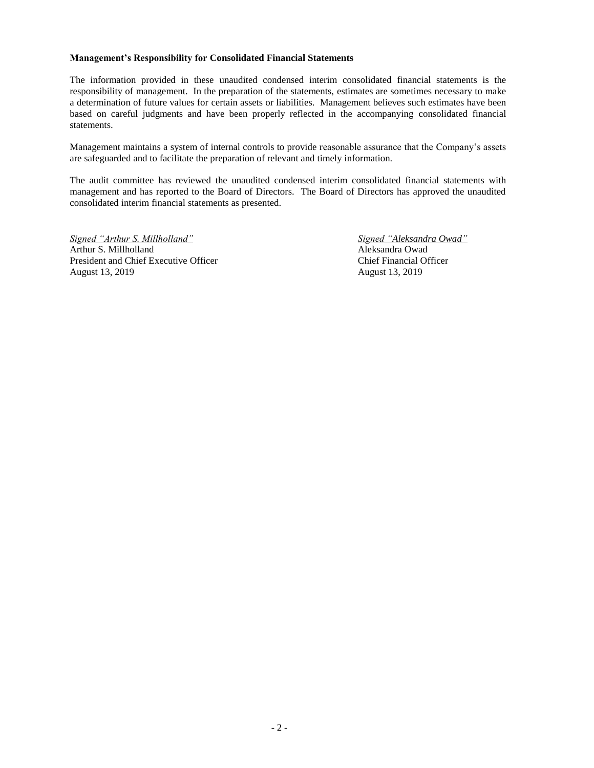**Management's Responsibility for Consolidated Financial Statements**

The information provided in these unaudited condensed interim consolidated financial statements is the responsibility of management. In the preparation of the statements, estimates are sometimes necessary to make a determination of future values for certain assets or liabilities. Management believes such estimates have been based on careful judgments and have been properly reflected in the accompanying consolidated financial statements.

Management maintains a system of internal controls to provide reasonable assurance that the Company's assets are safeguarded and to facilitate the preparation of relevant and timely information.

The audit committee has reviewed the unaudited condensed interim consolidated financial statements with management and has reported to the Board of Directors. The Board of Directors has approved the unaudited consolidated interim financial statements as presented.

*Signed "Arthur S. Millholland"*
Arthur S. Millholland
President and Chief Executive Officer
August 13, 2019

*Signed "Aleksandra Owad"*
Aleksandra Owad
Chief Financial Officer
August 13, 2019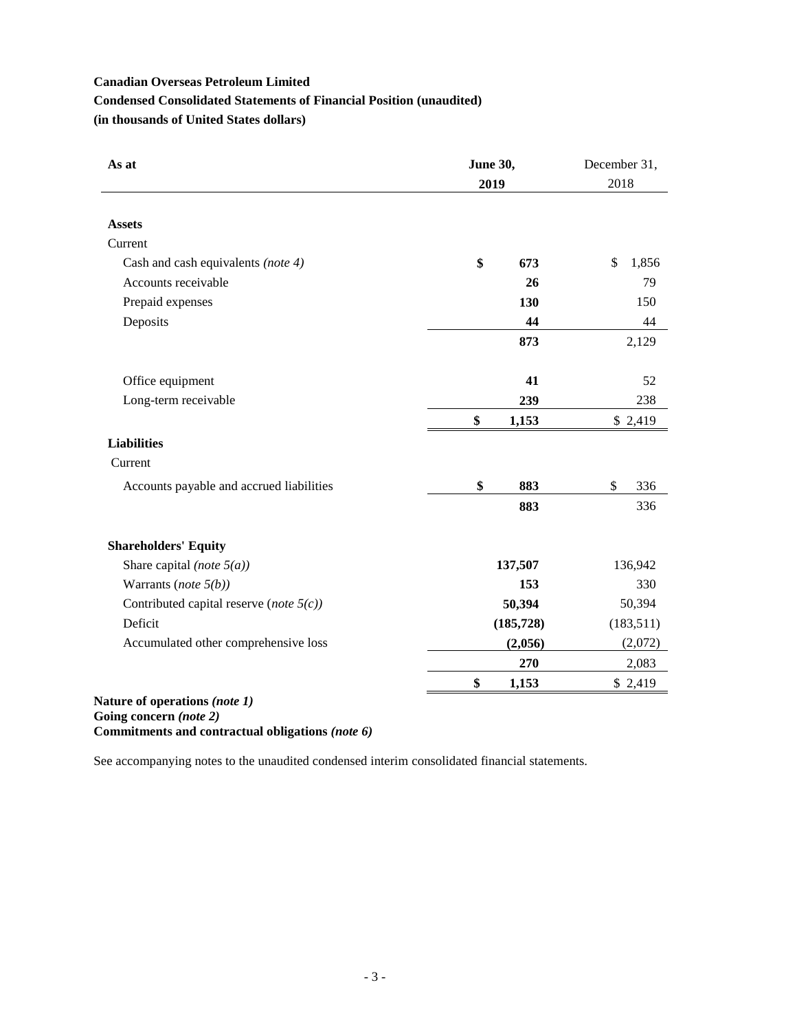**Canadian Overseas Petroleum Limited**

**Condensed Consolidated Statements of Financial Position (unaudited)**

**(in thousands of United States dollars)**

| As at | June 30, 2019 | December 31, 2018 |
|---|---|---|
| **Assets** | | |
| Current | | |
| Cash and cash equivalents *(note 4)* | **$ 673** | $ 1,856 |
| Accounts receivable | **26** | 79 |
| Prepaid expenses | **130** | 150 |
| Deposits | **44** | 44 |
| | **873** | 2,129 |
| Office equipment | **41** | 52 |
| Long-term receivable | **239** | 238 |
| | **$ 1,153** | $ 2,419 |
| **Liabilities** | | |
| Current | | |
| Accounts payable and accrued liabilities | **$ 883** | $ 336 |
| | **883** | 336 |
| **Shareholders' Equity** | | |
| Share capital *(note 5(a))* | **137,507** | 136,942 |
| Warrants (*note 5(b)*) | **153** | 330 |
| Contributed capital reserve (*note 5(c)*) | **50,394** | 50,394 |
| Deficit | **(185,728)** | (183,511) |
| Accumulated other comprehensive loss | **(2,056)** | (2,072) |
| | **270** | 2,083 |
| | **$ 1,153** | $ 2,419 |

**Nature of operations *(note 1)***
**Going concern *(note 2)***
**Commitments and contractual obligations *(note 6)***

See accompanying notes to the unaudited condensed interim consolidated financial statements.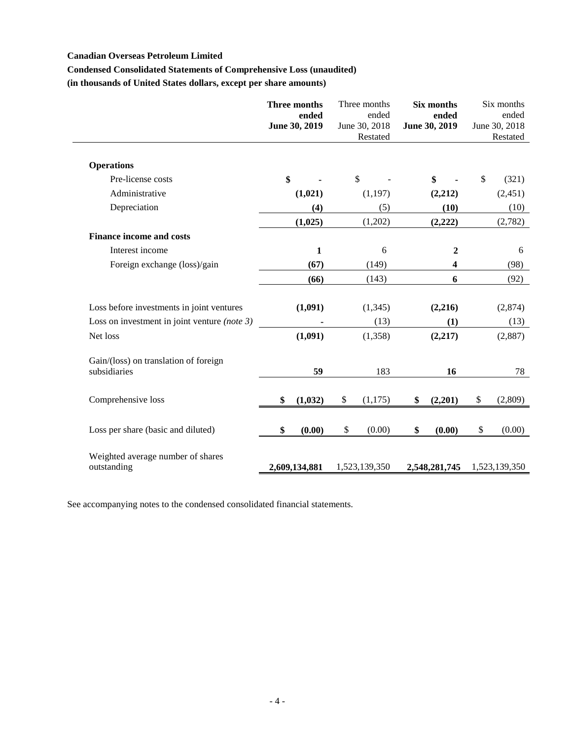**Canadian Overseas Petroleum Limited**

**Condensed Consolidated Statements of Comprehensive Loss (unaudited)**

**(in thousands of United States dollars, except per share amounts)**

| | **Three months ended June 30, 2019** | Three months ended June 30, 2018 Restated | **Six months ended June 30, 2019** | Six months ended June 30, 2018 Restated |
|---|---|---|---|---|
| **Operations** | | | | |
| Pre-license costs | **$ -** | $ - | **$ -** | $ (321) |
| Administrative | **(1,021)** | (1,197) | **(2,212)** | (2,451) |
| Depreciation | **(4)** | (5) | **(10)** | (10) |
| | **(1,025)** | (1,202) | **(2,222)** | (2,782) |
| **Finance income and costs** | | | | |
| Interest income | **1** | 6 | **2** | 6 |
| Foreign exchange (loss)/gain | **(67)** | (149) | **4** | (98) |
| | **(66)** | (143) | **6** | (92) |
| Loss before investments in joint ventures | **(1,091)** | (1,345) | **(2,216)** | (2,874) |
| Loss on investment in joint venture *(note 3)* | **-** | (13) | **(1)** | (13) |
| Net loss | **(1,091)** | (1,358) | **(2,217)** | (2,887) |
| Gain/(loss) on translation of foreign subsidiaries | **59** | 183 | **16** | 78 |
| Comprehensive loss | **$ (1,032)** | $ (1,175) | **$ (2,201)** | $ (2,809) |
| Loss per share (basic and diluted) | **$ (0.00)** | $ (0.00) | **$ (0.00)** | $ (0.00) |
| Weighted average number of shares outstanding | **2,609,134,881** | 1,523,139,350 | **2,548,281,745** | 1,523,139,350 |

See accompanying notes to the condensed consolidated financial statements.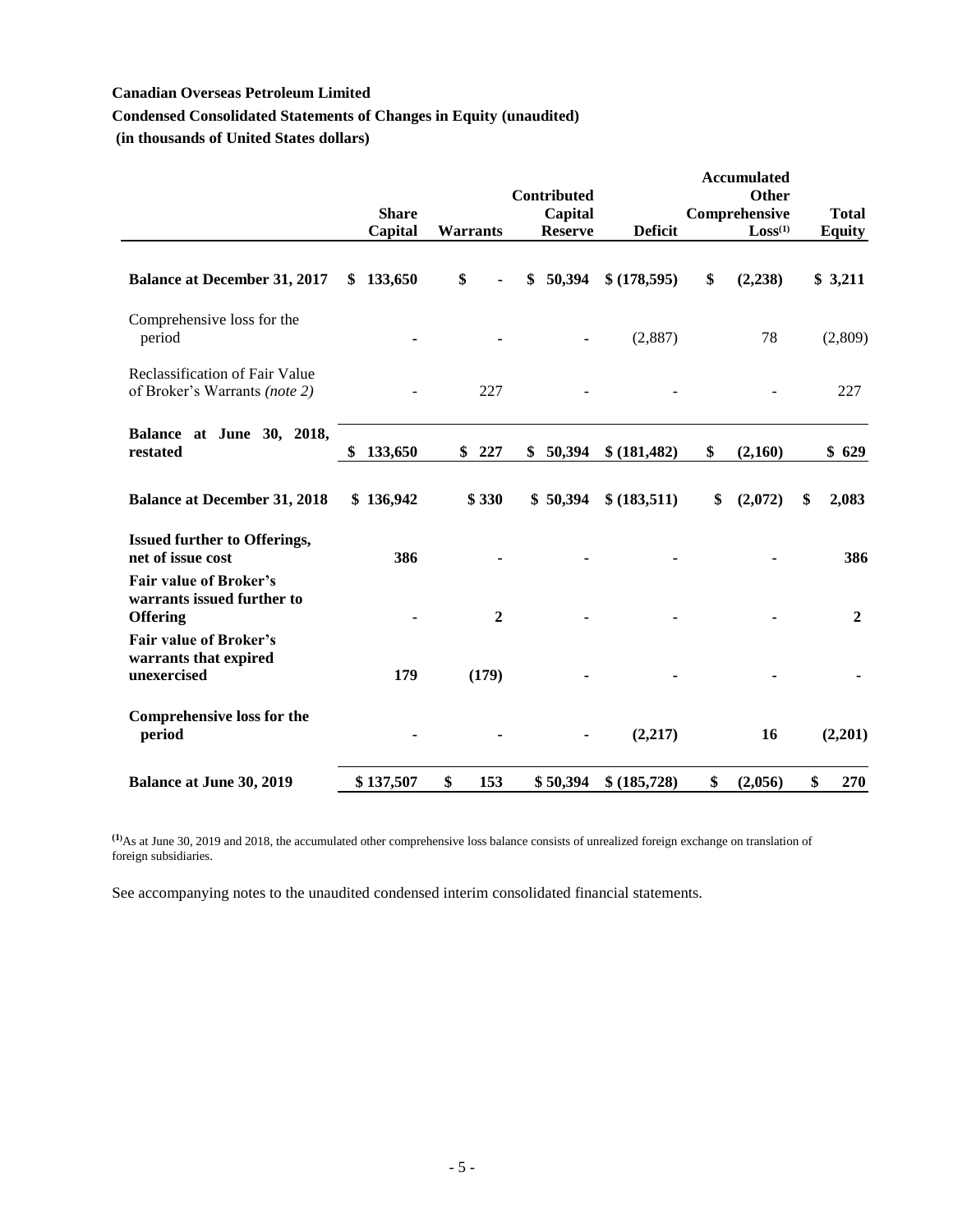**Canadian Overseas Petroleum Limited**

**Condensed Consolidated Statements of Changes in Equity (unaudited)**

**(in thousands of United States dollars)**

| | Share Capital | Warrants | Contributed Capital Reserve | Deficit | Accumulated Other Comprehensive Loss[(1)] | Total Equity |
|---|---|---|---|---|---|---|
| **Balance at December 31, 2017** | **$ 133,650** | **$ -** | **$ 50,394** | **$ (178,595)** | **$ (2,238)** | **$ 3,211** |
| Comprehensive loss for the period | - | - | - | (2,887) | 78 | (2,809) |
| Reclassification of Fair Value of Broker's Warrants *(note 2)* | - | 227 | - | - | - | 227 |
| **Balance at June 30, 2018, restated** | **$ 133,650** | **$ 227** | **$ 50,394** | **$ (181,482)** | **$ (2,160)** | **$ 629** |
| **Balance at December 31, 2018** | **$ 136,942** | **$ 330** | **$ 50,394** | **$ (183,511)** | **$ (2,072)** | **$ 2,083** |
| **Issued further to Offerings, net of issue cost** | **386** | **-** | **-** | **-** | **-** | **386** |
| **Fair value of Broker's warrants issued further to Offering** | **-** | **2** | **-** | **-** | **-** | **2** |
| **Fair value of Broker's warrants that expired unexercised** | **179** | **(179)** | **-** | **-** | **-** | **-** |
| **Comprehensive loss for the period** | **-** | **-** | **-** | **(2,217)** | **16** | **(2,201)** |
| **Balance at June 30, 2019** | **$ 137,507** | **$ 153** | **$ 50,394** | **$ (185,728)** | **$ (2,056)** | **$ 270** |

[(1)] As at June 30, 2019 and 2018, the accumulated other comprehensive loss balance consists of unrealized foreign exchange on translation of foreign subsidiaries.

See accompanying notes to the unaudited condensed interim consolidated financial statements.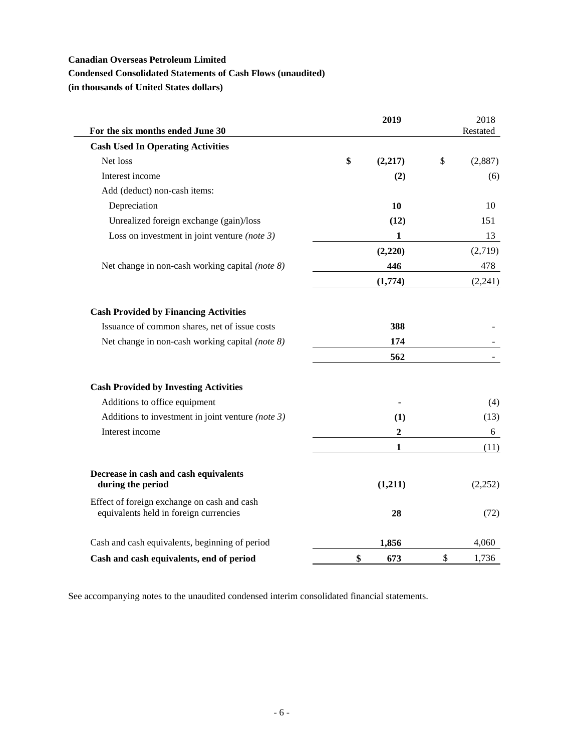**Canadian Overseas Petroleum Limited**

**Condensed Consolidated Statements of Cash Flows (unaudited)**

**(in thousands of United States dollars)**

| For the six months ended June 30 | **2019** | 2018 Restated |
|---|---|---|
| **Cash Used In Operating Activities** | | |
| Net loss | **$ (2,217)** | $ (2,887) |
| Interest income | **(2)** | (6) |
| Add (deduct) non-cash items: | | |
| Depreciation | **10** | 10 |
| Unrealized foreign exchange (gain)/loss | **(12)** | 151 |
| Loss on investment in joint venture *(note 3)* | **1** | 13 |
| | **(2,220)** | (2,719) |
| Net change in non-cash working capital *(note 8)* | **446** | 478 |
| | **(1,774)** | (2,241) |
| **Cash Provided by Financing Activities** | | |
| Issuance of common shares, net of issue costs | **388** | - |
| Net change in non-cash working capital *(note 8)* | **174** | - |
| | **562** | - |
| **Cash Provided by Investing Activities** | | |
| Additions to office equipment | **-** | (4) |
| Additions to investment in joint venture *(note 3)* | **(1)** | (13) |
| Interest income | **2** | 6 |
| | **1** | (11) |
| **Decrease in cash and cash equivalents during the period** | **(1,211)** | (2,252) |
| Effect of foreign exchange on cash and cash equivalents held in foreign currencies | **28** | (72) |
| Cash and cash equivalents, beginning of period | **1,856** | 4,060 |
| **Cash and cash equivalents, end of period** | **$ 673** | $ 1,736 |

See accompanying notes to the unaudited condensed interim consolidated financial statements.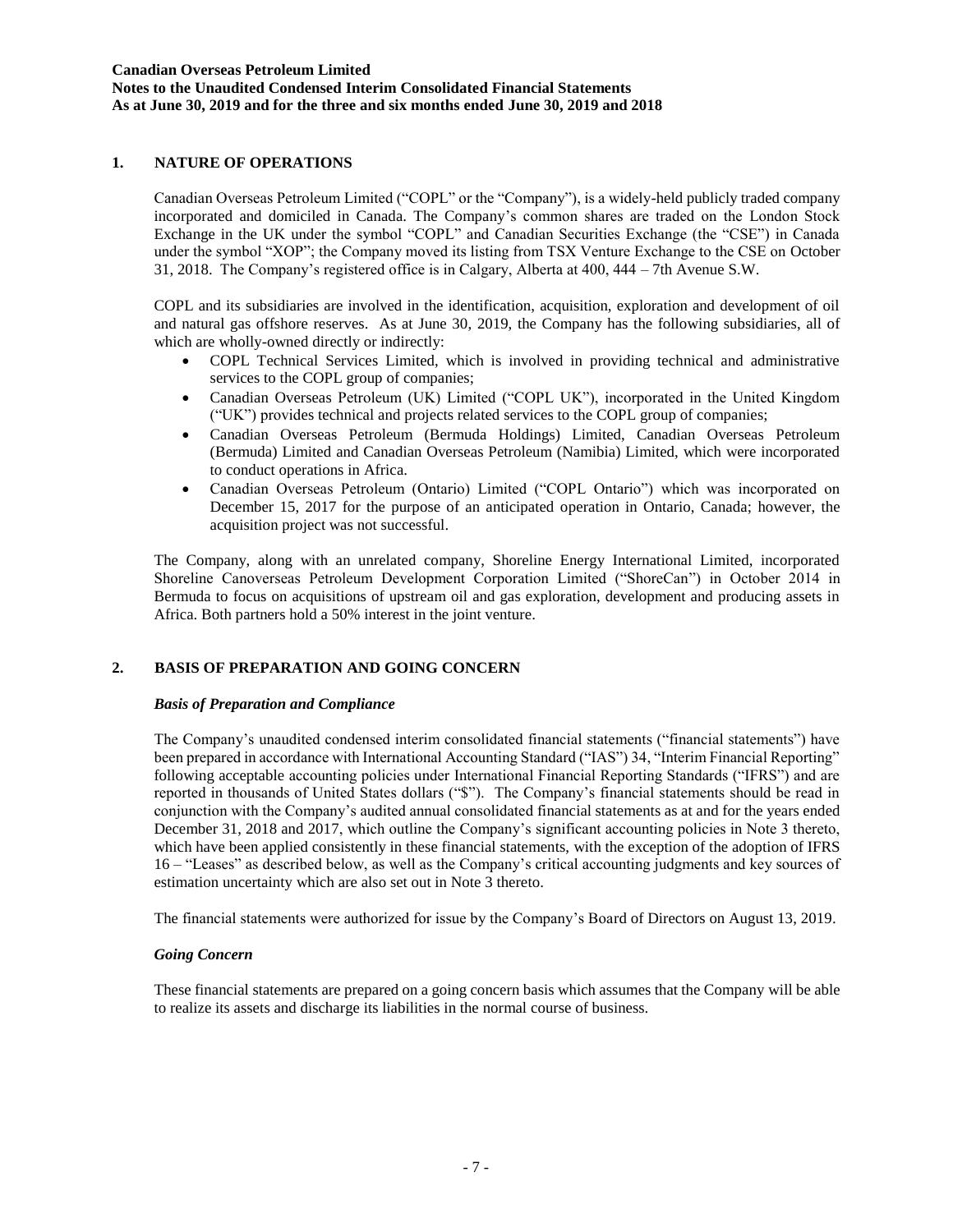## 1. NATURE OF OPERATIONS

Canadian Overseas Petroleum Limited ("COPL" or the "Company"), is a widely-held publicly traded company incorporated and domiciled in Canada. The Company's common shares are traded on the London Stock Exchange in the UK under the symbol "COPL" and Canadian Securities Exchange (the "CSE") in Canada under the symbol "XOP"; the Company moved its listing from TSX Venture Exchange to the CSE on October 31, 2018. The Company's registered office is in Calgary, Alberta at 400, 444 – 7th Avenue S.W.

COPL and its subsidiaries are involved in the identification, acquisition, exploration and development of oil and natural gas offshore reserves. As at June 30, 2019, the Company has the following subsidiaries, all of which are wholly-owned directly or indirectly:

- COPL Technical Services Limited, which is involved in providing technical and administrative services to the COPL group of companies;
- Canadian Overseas Petroleum (UK) Limited ("COPL UK"), incorporated in the United Kingdom ("UK") provides technical and projects related services to the COPL group of companies;
- Canadian Overseas Petroleum (Bermuda Holdings) Limited, Canadian Overseas Petroleum (Bermuda) Limited and Canadian Overseas Petroleum (Namibia) Limited, which were incorporated to conduct operations in Africa.
- Canadian Overseas Petroleum (Ontario) Limited ("COPL Ontario") which was incorporated on December 15, 2017 for the purpose of an anticipated operation in Ontario, Canada; however, the acquisition project was not successful.

The Company, along with an unrelated company, Shoreline Energy International Limited, incorporated Shoreline Canoverseas Petroleum Development Corporation Limited ("ShoreCan") in October 2014 in Bermuda to focus on acquisitions of upstream oil and gas exploration, development and producing assets in Africa. Both partners hold a 50% interest in the joint venture.

## 2. BASIS OF PREPARATION AND GOING CONCERN

### *Basis of Preparation and Compliance*

The Company's unaudited condensed interim consolidated financial statements ("financial statements") have been prepared in accordance with International Accounting Standard ("IAS") 34, "Interim Financial Reporting" following acceptable accounting policies under International Financial Reporting Standards ("IFRS") and are reported in thousands of United States dollars ("$"). The Company's financial statements should be read in conjunction with the Company's audited annual consolidated financial statements as at and for the years ended December 31, 2018 and 2017, which outline the Company's significant accounting policies in Note 3 thereto, which have been applied consistently in these financial statements, with the exception of the adoption of IFRS 16 – "Leases" as described below, as well as the Company's critical accounting judgments and key sources of estimation uncertainty which are also set out in Note 3 thereto.

The financial statements were authorized for issue by the Company's Board of Directors on August 13, 2019.

### *Going Concern*

These financial statements are prepared on a going concern basis which assumes that the Company will be able to realize its assets and discharge its liabilities in the normal course of business.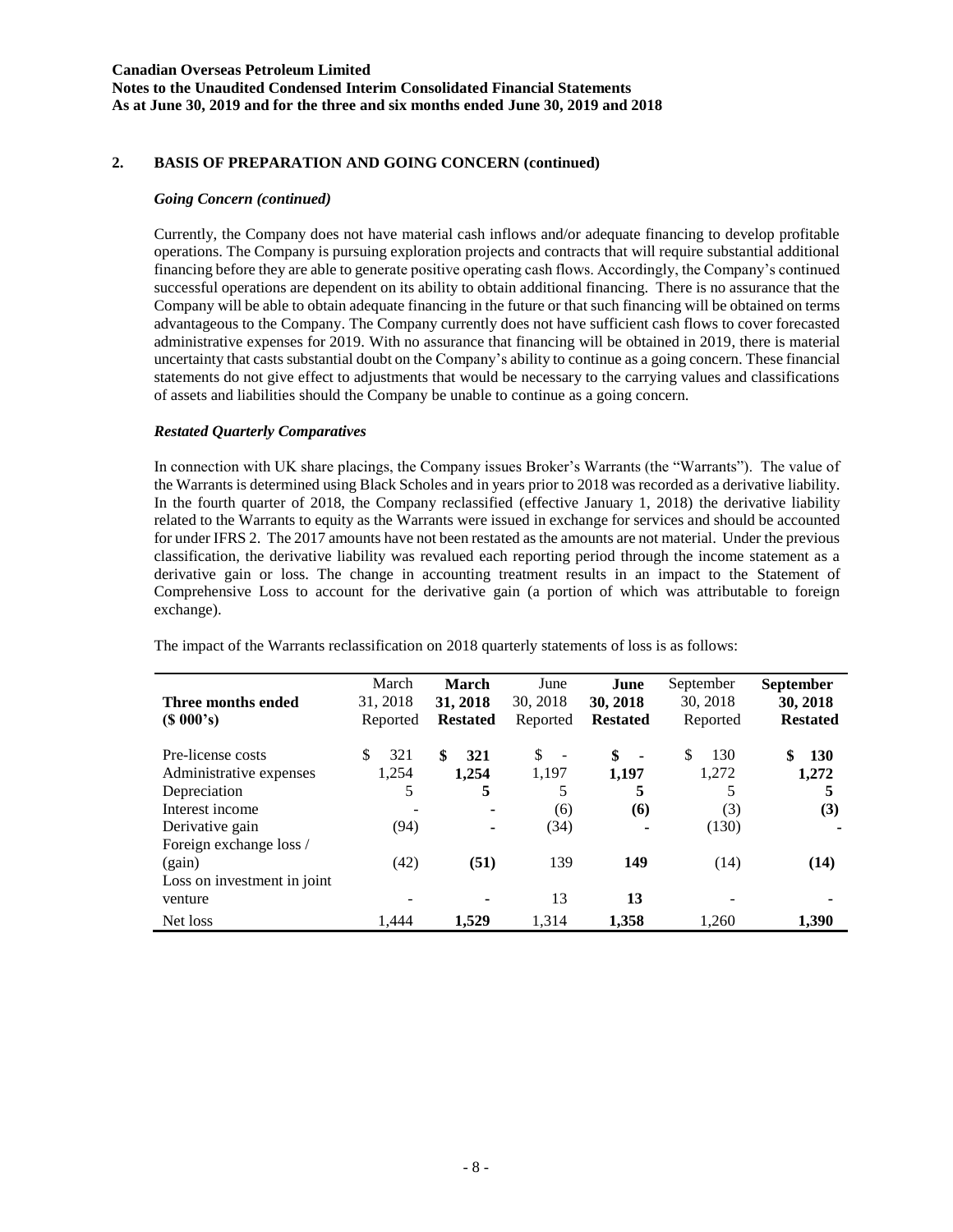## 2. BASIS OF PREPARATION AND GOING CONCERN (continued)

### *Going Concern (continued)*

Currently, the Company does not have material cash inflows and/or adequate financing to develop profitable operations. The Company is pursuing exploration projects and contracts that will require substantial additional financing before they are able to generate positive operating cash flows. Accordingly, the Company's continued successful operations are dependent on its ability to obtain additional financing. There is no assurance that the Company will be able to obtain adequate financing in the future or that such financing will be obtained on terms advantageous to the Company. The Company currently does not have sufficient cash flows to cover forecasted administrative expenses for 2019. With no assurance that financing will be obtained in 2019, there is material uncertainty that casts substantial doubt on the Company's ability to continue as a going concern. These financial statements do not give effect to adjustments that would be necessary to the carrying values and classifications of assets and liabilities should the Company be unable to continue as a going concern.

### *Restated Quarterly Comparatives*

In connection with UK share placings, the Company issues Broker's Warrants (the "Warrants"). The value of the Warrants is determined using Black Scholes and in years prior to 2018 was recorded as a derivative liability. In the fourth quarter of 2018, the Company reclassified (effective January 1, 2018) the derivative liability related to the Warrants to equity as the Warrants were issued in exchange for services and should be accounted for under IFRS 2. The 2017 amounts have not been restated as the amounts are not material. Under the previous classification, the derivative liability was revalued each reporting period through the income statement as a derivative gain or loss. The change in accounting treatment results in an impact to the Statement of Comprehensive Loss to account for the derivative gain (a portion of which was attributable to foreign exchange).

The impact of the Warrants reclassification on 2018 quarterly statements of loss is as follows:

| **Three months ended (\$ 000's)** | March 31, 2018 Reported | **March 31, 2018 Restated** | June 30, 2018 Reported | **June 30, 2018 Restated** | September 30, 2018 Reported | **September 30, 2018 Restated** |
|---|---|---|---|---|---|---|
| Pre-license costs | \$ 321 | **\$ 321** | \$ - | **\$ -** | \$ 130 | **\$ 130** |
| Administrative expenses | 1,254 | **1,254** | 1,197 | **1,197** | 1,272 | **1,272** |
| Depreciation | 5 | **5** | 5 | **5** | 5 | **5** |
| Interest income | - | **-** | (6) | **(6)** | (3) | **(3)** |
| Derivative gain | (94) | **-** | (34) | **-** | (130) | **-** |
| Foreign exchange loss / (gain) | (42) | **(51)** | 139 | **149** | (14) | **(14)** |
| Loss on investment in joint venture | - | **-** | 13 | **13** | - | **-** |
| Net loss | 1,444 | **1,529** | 1,314 | **1,358** | 1,260 | **1,390** |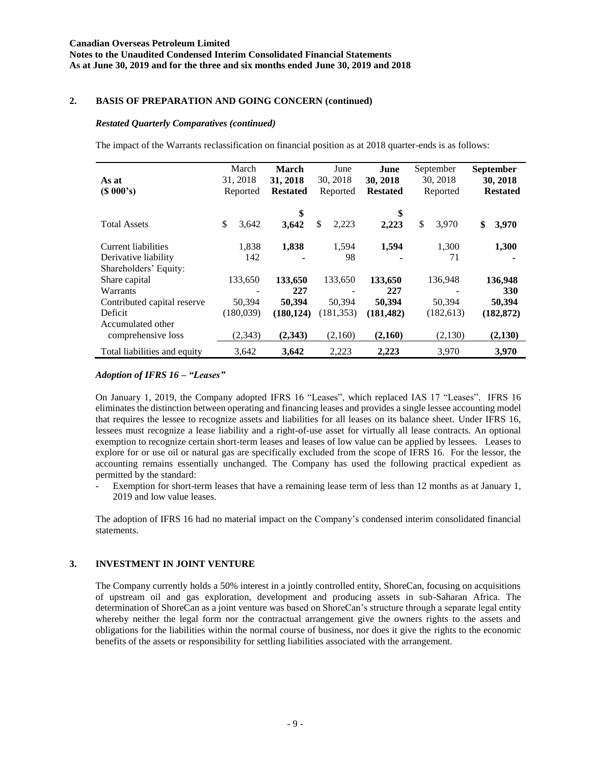## 2. BASIS OF PREPARATION AND GOING CONCERN (continued)

### *Restated Quarterly Comparatives (continued)*

The impact of the Warrants reclassification on financial position as at 2018 quarter-ends is as follows:

| As at<br>($ 000's) | March 31, 2018 Reported | **March 31, 2018 Restated** | June 30, 2018 Reported | **June 30, 2018 Restated** | September 30, 2018 Reported | **September 30, 2018 Restated** |
|---|---|---|---|---|---|---|
| Total Assets | $ 3,642 | **$ 3,642** | $ 2,223 | **$ 2,223** | $ 3,970 | **$ 3,970** |
| Current liabilities | 1,838 | **1,838** | 1,594 | **1,594** | 1,300 | **1,300** |
| Derivative liability | 142 | **-** | 98 | **-** | 71 | **-** |
| Shareholders' Equity: | | | | | | |
| Share capital | 133,650 | **133,650** | 133,650 | **133,650** | 136,948 | **136,948** |
| Warrants | - | **227** | - | **227** | - | **330** |
| Contributed capital reserve | 50,394 | **50,394** | 50,394 | **50,394** | 50,394 | **50,394** |
| Deficit | (180,039) | **(180,124)** | (181,353) | **(181,482)** | (182,613) | **(182,872)** |
| Accumulated other comprehensive loss | (2,343) | **(2,343)** | (2,160) | **(2,160)** | (2,130) | **(2,130)** |
| Total liabilities and equity | 3,642 | **3,642** | 2,223 | **2,223** | 3,970 | **3,970** |

### *Adoption of IFRS 16 – "Leases"*

On January 1, 2019, the Company adopted IFRS 16 "Leases", which replaced IAS 17 "Leases". IFRS 16 eliminates the distinction between operating and financing leases and provides a single lessee accounting model that requires the lessee to recognize assets and liabilities for all leases on its balance sheet. Under IFRS 16, lessees must recognize a lease liability and a right-of-use asset for virtually all lease contracts. An optional exemption to recognize certain short-term leases and leases of low value can be applied by lessees. Leases to explore for or use oil or natural gas are specifically excluded from the scope of IFRS 16. For the lessor, the accounting remains essentially unchanged. The Company has used the following practical expedient as permitted by the standard:

- Exemption for short-term leases that have a remaining lease term of less than 12 months as at January 1, 2019 and low value leases.

The adoption of IFRS 16 had no material impact on the Company's condensed interim consolidated financial statements.

## 3. INVESTMENT IN JOINT VENTURE

The Company currently holds a 50% interest in a jointly controlled entity, ShoreCan, focusing on acquisitions of upstream oil and gas exploration, development and producing assets in sub-Saharan Africa. The determination of ShoreCan as a joint venture was based on ShoreCan's structure through a separate legal entity whereby neither the legal form nor the contractual arrangement give the owners rights to the assets and obligations for the liabilities within the normal course of business, nor does it give the rights to the economic benefits of the assets or responsibility for settling liabilities associated with the arrangement.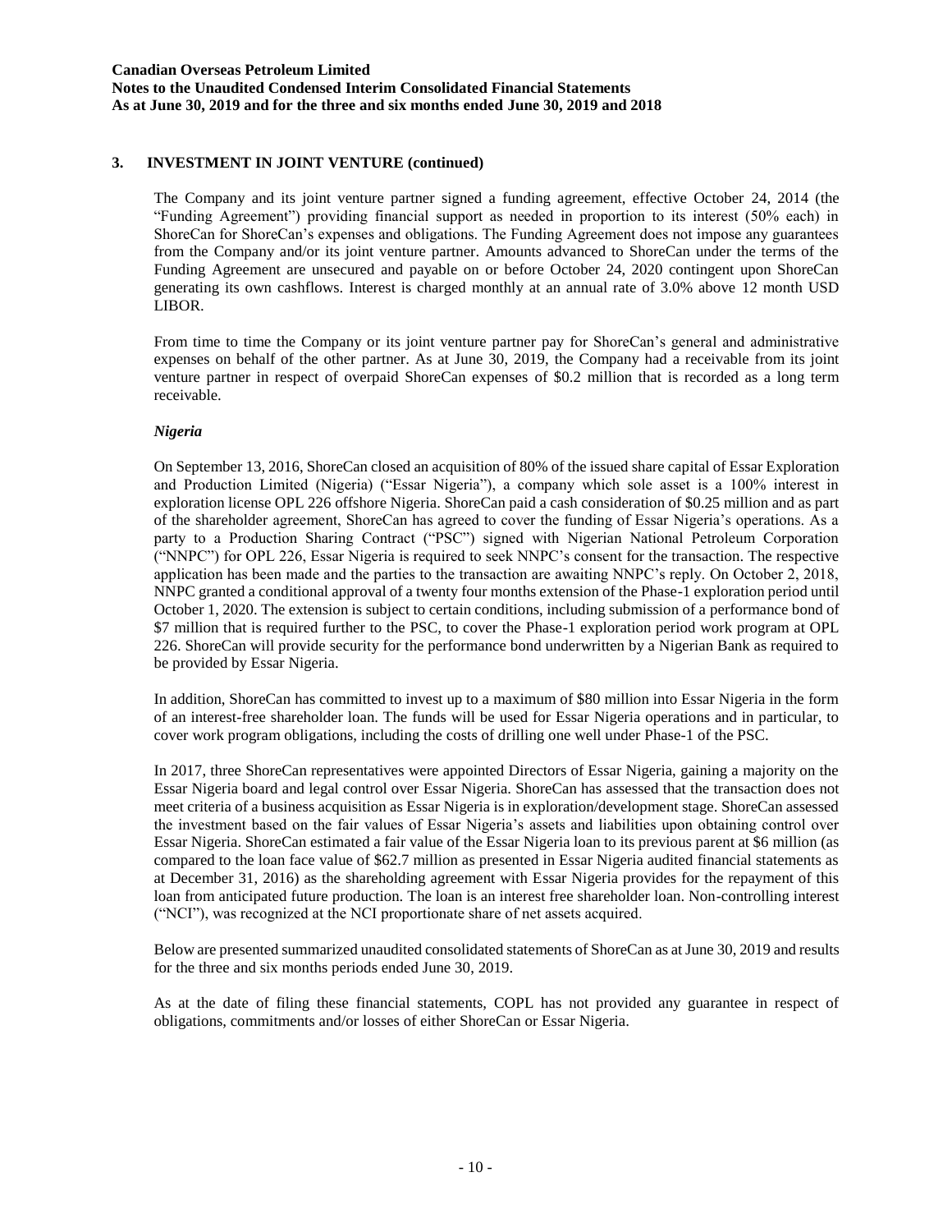## 3. INVESTMENT IN JOINT VENTURE (continued)

The Company and its joint venture partner signed a funding agreement, effective October 24, 2014 (the "Funding Agreement") providing financial support as needed in proportion to its interest (50% each) in ShoreCan for ShoreCan's expenses and obligations. The Funding Agreement does not impose any guarantees from the Company and/or its joint venture partner. Amounts advanced to ShoreCan under the terms of the Funding Agreement are unsecured and payable on or before October 24, 2020 contingent upon ShoreCan generating its own cashflows. Interest is charged monthly at an annual rate of 3.0% above 12 month USD LIBOR.

From time to time the Company or its joint venture partner pay for ShoreCan's general and administrative expenses on behalf of the other partner. As at June 30, 2019, the Company had a receivable from its joint venture partner in respect of overpaid ShoreCan expenses of $0.2 million that is recorded as a long term receivable.

### *Nigeria*

On September 13, 2016, ShoreCan closed an acquisition of 80% of the issued share capital of Essar Exploration and Production Limited (Nigeria) ("Essar Nigeria"), a company which sole asset is a 100% interest in exploration license OPL 226 offshore Nigeria. ShoreCan paid a cash consideration of $0.25 million and as part of the shareholder agreement, ShoreCan has agreed to cover the funding of Essar Nigeria's operations. As a party to a Production Sharing Contract ("PSC") signed with Nigerian National Petroleum Corporation ("NNPC") for OPL 226, Essar Nigeria is required to seek NNPC's consent for the transaction. The respective application has been made and the parties to the transaction are awaiting NNPC's reply. On October 2, 2018, NNPC granted a conditional approval of a twenty four months extension of the Phase-1 exploration period until October 1, 2020. The extension is subject to certain conditions, including submission of a performance bond of $7 million that is required further to the PSC, to cover the Phase-1 exploration period work program at OPL 226. ShoreCan will provide security for the performance bond underwritten by a Nigerian Bank as required to be provided by Essar Nigeria.

In addition, ShoreCan has committed to invest up to a maximum of $80 million into Essar Nigeria in the form of an interest-free shareholder loan. The funds will be used for Essar Nigeria operations and in particular, to cover work program obligations, including the costs of drilling one well under Phase-1 of the PSC.

In 2017, three ShoreCan representatives were appointed Directors of Essar Nigeria, gaining a majority on the Essar Nigeria board and legal control over Essar Nigeria. ShoreCan has assessed that the transaction does not meet criteria of a business acquisition as Essar Nigeria is in exploration/development stage. ShoreCan assessed the investment based on the fair values of Essar Nigeria's assets and liabilities upon obtaining control over Essar Nigeria. ShoreCan estimated a fair value of the Essar Nigeria loan to its previous parent at $6 million (as compared to the loan face value of $62.7 million as presented in Essar Nigeria audited financial statements as at December 31, 2016) as the shareholding agreement with Essar Nigeria provides for the repayment of this loan from anticipated future production. The loan is an interest free shareholder loan. Non-controlling interest ("NCI"), was recognized at the NCI proportionate share of net assets acquired.

Below are presented summarized unaudited consolidated statements of ShoreCan as at June 30, 2019 and results for the three and six months periods ended June 30, 2019.

As at the date of filing these financial statements, COPL has not provided any guarantee in respect of obligations, commitments and/or losses of either ShoreCan or Essar Nigeria.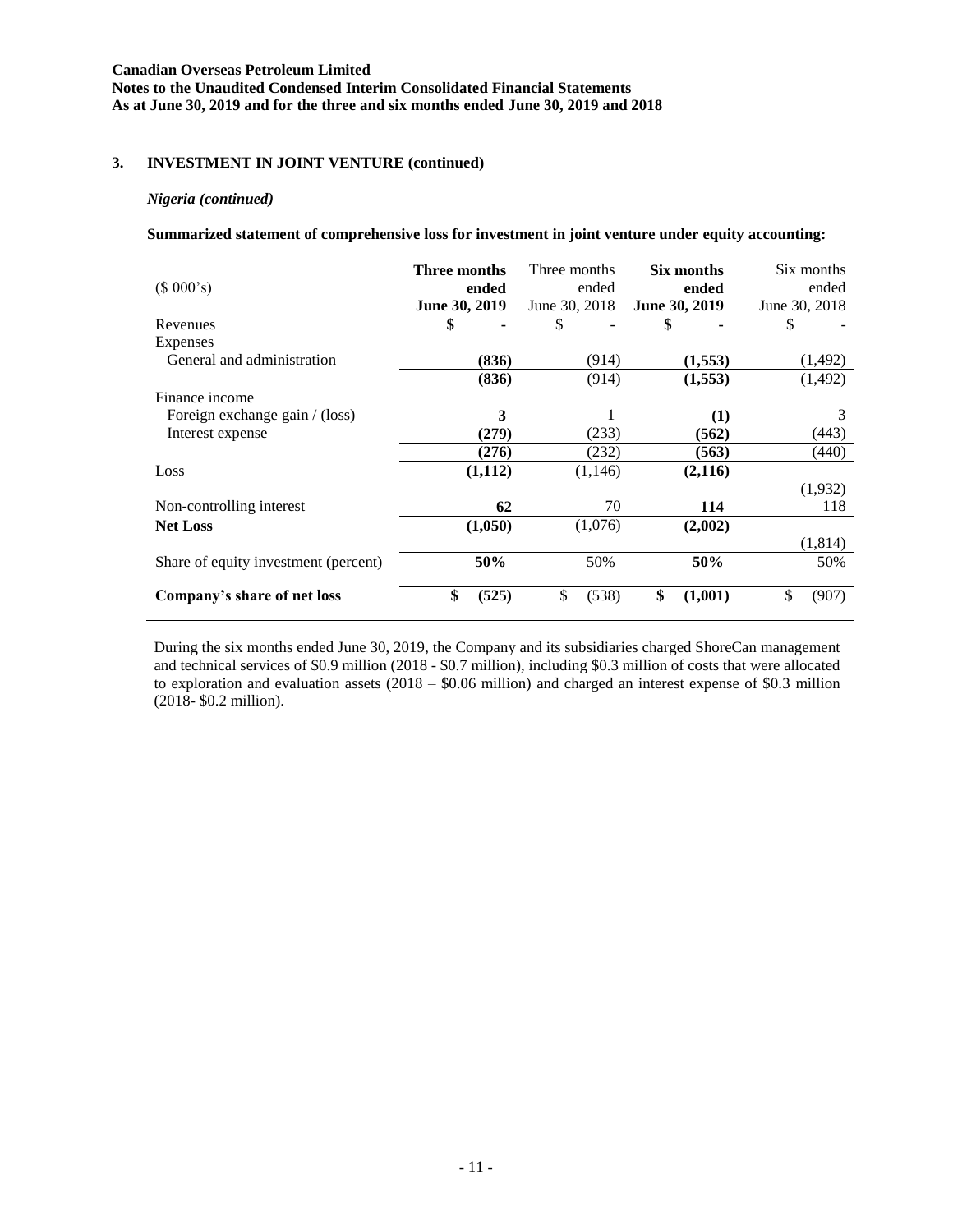## 3. INVESTMENT IN JOINT VENTURE (continued)

### *Nigeria (continued)*

**Summarized statement of comprehensive loss for investment in joint venture under equity accounting:**

| ($ 000's) | **Three months ended June 30, 2019** | Three months ended June 30, 2018 | **Six months ended June 30, 2019** | Six months ended June 30, 2018 |
|---|---|---|---|---|
| Revenues | **$ -** | $ - | **$ -** | $ - |
| Expenses | | | | |
| General and administration | **(836)** | (914) | **(1,553)** | (1,492) |
| | **(836)** | (914) | **(1,553)** | (1,492) |
| Finance income | | | | |
| Foreign exchange gain / (loss) | **3** | 1 | **(1)** | 3 |
| Interest expense | **(279)** | (233) | **(562)** | (443) |
| | **(276)** | (232) | **(563)** | (440) |
| Loss | **(1,112)** | (1,146) | **(2,116)** | (1,932) |
| Non-controlling interest | **62** | 70 | **114** | 118 |
| **Net Loss** | **(1,050)** | (1,076) | **(2,002)** | (1,814) |
| Share of equity investment (percent) | **50%** | 50% | **50%** | 50% |
| **Company's share of net loss** | **$ (525)** | $ (538) | **$ (1,001)** | $ (907) |

During the six months ended June 30, 2019, the Company and its subsidiaries charged ShoreCan management and technical services of \$0.9 million (2018 - \$0.7 million), including \$0.3 million of costs that were allocated to exploration and evaluation assets (2018 – \$0.06 million) and charged an interest expense of \$0.3 million (2018- \$0.2 million).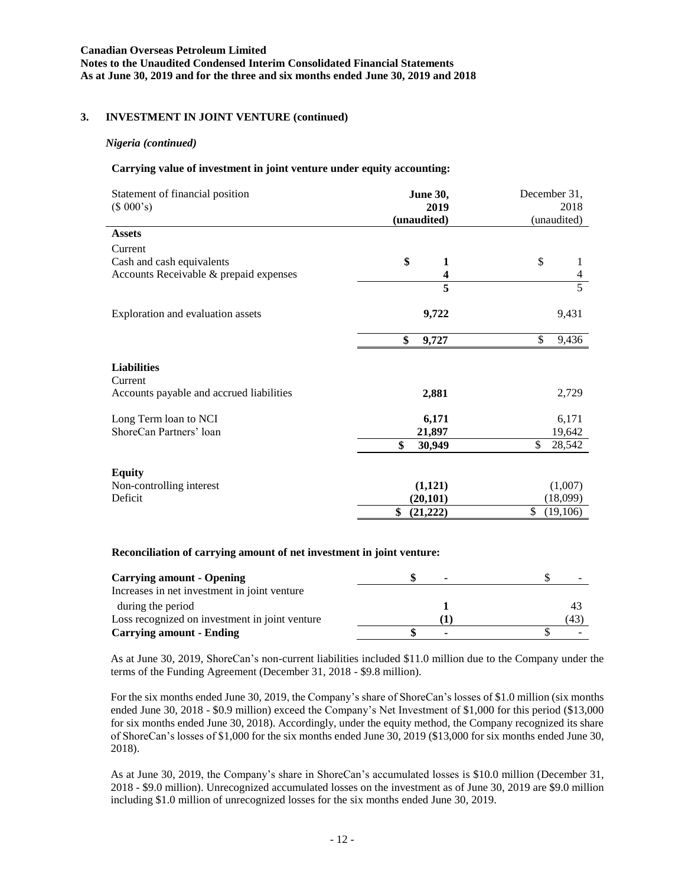## 3. INVESTMENT IN JOINT VENTURE (continued)

### *Nigeria (continued)*

**Carrying value of investment in joint venture under equity accounting:**

| Statement of financial position<br>($ 000's) | **June 30, 2019<br>(unaudited)** | December 31, 2018<br>(unaudited) |
|---|---|---|
| **Assets** | | |
| Current | | |
| Cash and cash equivalents | **$ 1** | $ 1 |
| Accounts Receivable & prepaid expenses | **4** | 4 |
| | **5** | 5 |
| Exploration and evaluation assets | **9,722** | 9,431 |
| | **$ 9,727** | $ 9,436 |
| **Liabilities** | | |
| Current | | |
| Accounts payable and accrued liabilities | **2,881** | 2,729 |
| Long Term loan to NCI | **6,171** | 6,171 |
| ShoreCan Partners' loan | **21,897** | 19,642 |
| | **$ 30,949** | $ 28,542 |
| **Equity** | | |
| Non-controlling interest | **(1,121)** | (1,007) |
| Deficit | **(20,101)** | (18,099) |
| | **$ (21,222)** | $ (19,106) |

**Reconciliation of carrying amount of net investment in joint venture:**

| | | |
|---|---|---|
| **Carrying amount - Opening** | **$ -** | $ - |
| Increases in net investment in joint venture during the period | **1** | 43 |
| Loss recognized on investment in joint venture | **(1)** | (43) |
| **Carrying amount - Ending** | **$ -** | $ - |

As at June 30, 2019, ShoreCan's non-current liabilities included $11.0 million due to the Company under the terms of the Funding Agreement (December 31, 2018 - $9.8 million).

For the six months ended June 30, 2019, the Company's share of ShoreCan's losses of $1.0 million (six months ended June 30, 2018 - $0.9 million) exceed the Company's Net Investment of $1,000 for this period ($13,000 for six months ended June 30, 2018). Accordingly, under the equity method, the Company recognized its share of ShoreCan's losses of $1,000 for the six months ended June 30, 2019 ($13,000 for six months ended June 30, 2018).

As at June 30, 2019, the Company's share in ShoreCan's accumulated losses is $10.0 million (December 31, 2018 - $9.0 million). Unrecognized accumulated losses on the investment as of June 30, 2019 are $9.0 million including $1.0 million of unrecognized losses for the six months ended June 30, 2019.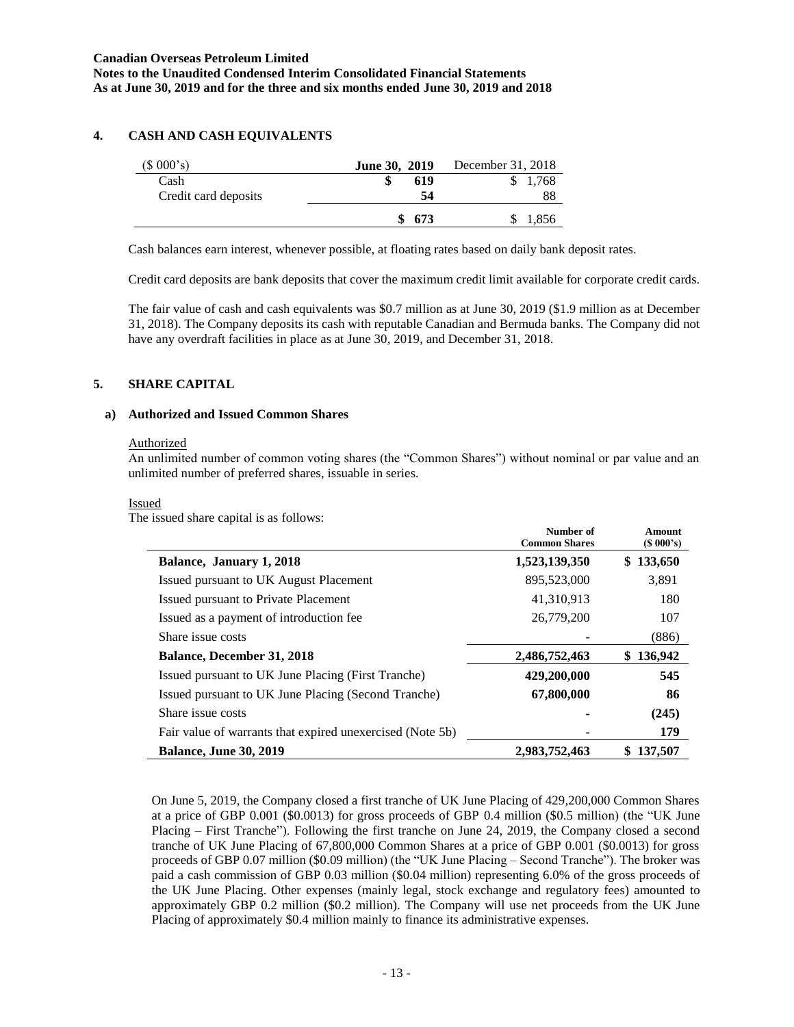## 4. CASH AND CASH EQUIVALENTS

| ($ 000's) | June 30, 2019 | December 31, 2018 |
|---|---|---|
| Cash | $ 619 | $ 1,768 |
| Credit card deposits | 54 | 88 |
| | $ 673 | $ 1,856 |

Cash balances earn interest, whenever possible, at floating rates based on daily bank deposit rates.

Credit card deposits are bank deposits that cover the maximum credit limit available for corporate credit cards.

The fair value of cash and cash equivalents was $0.7 million as at June 30, 2019 ($1.9 million as at December 31, 2018). The Company deposits its cash with reputable Canadian and Bermuda banks. The Company did not have any overdraft facilities in place as at June 30, 2019, and December 31, 2018.

## 5. SHARE CAPITAL

### a) Authorized and Issued Common Shares

Authorized

An unlimited number of common voting shares (the "Common Shares") without nominal or par value and an unlimited number of preferred shares, issuable in series.

Issued

The issued share capital is as follows:

| | Number of Common Shares | Amount ($ 000's) |
|---|---|---|
| **Balance, January 1, 2018** | **1,523,139,350** | **$ 133,650** |
| Issued pursuant to UK August Placement | 895,523,000 | 3,891 |
| Issued pursuant to Private Placement | 41,310,913 | 180 |
| Issued as a payment of introduction fee | 26,779,200 | 107 |
| Share issue costs | - | (886) |
| **Balance, December 31, 2018** | **2,486,752,463** | **$ 136,942** |
| Issued pursuant to UK June Placing (First Tranche) | **429,200,000** | **545** |
| Issued pursuant to UK June Placing (Second Tranche) | **67,800,000** | **86** |
| Share issue costs | - | **(245)** |
| Fair value of warrants that expired unexercised (Note 5b) | - | **179** |
| **Balance, June 30, 2019** | **2,983,752,463** | **$ 137,507** |

On June 5, 2019, the Company closed a first tranche of UK June Placing of 429,200,000 Common Shares at a price of GBP 0.001 ($0.0013) for gross proceeds of GBP 0.4 million ($0.5 million) (the "UK June Placing – First Tranche"). Following the first tranche on June 24, 2019, the Company closed a second tranche of UK June Placing of 67,800,000 Common Shares at a price of GBP 0.001 ($0.0013) for gross proceeds of GBP 0.07 million ($0.09 million) (the "UK June Placing – Second Tranche"). The broker was paid a cash commission of GBP 0.03 million ($0.04 million) representing 6.0% of the gross proceeds of the UK June Placing. Other expenses (mainly legal, stock exchange and regulatory fees) amounted to approximately GBP 0.2 million ($0.2 million). The Company will use net proceeds from the UK June Placing of approximately $0.4 million mainly to finance its administrative expenses.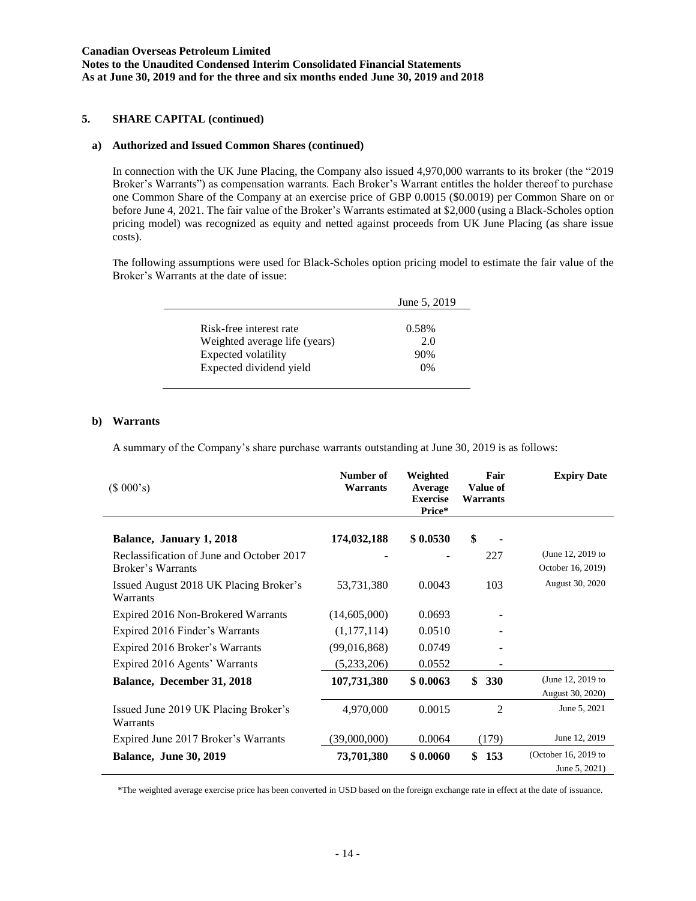## 5. SHARE CAPITAL (continued)

### a) Authorized and Issued Common Shares (continued)

In connection with the UK June Placing, the Company also issued 4,970,000 warrants to its broker (the "2019 Broker's Warrants") as compensation warrants. Each Broker's Warrant entitles the holder thereof to purchase one Common Share of the Company at an exercise price of GBP 0.0015 ($0.0019) per Common Share on or before June 4, 2021. The fair value of the Broker's Warrants estimated at $2,000 (using a Black-Scholes option pricing model) was recognized as equity and netted against proceeds from UK June Placing (as share issue costs).

The following assumptions were used for Black-Scholes option pricing model to estimate the fair value of the Broker's Warrants at the date of issue:

| | June 5, 2019 |
|---|---|
| Risk-free interest rate | 0.58% |
| Weighted average life (years) | 2.0 |
| Expected volatility | 90% |
| Expected dividend yield | 0% |

### b) Warrants

A summary of the Company's share purchase warrants outstanding at June 30, 2019 is as follows:

| ($ 000's) | Number of Warrants | Weighted Average Exercise Price* | Fair Value of Warrants | Expiry Date |
|---|---|---|---|---|
| **Balance, January 1, 2018** | **174,032,188** | **$ 0.0530** | **$ -** | |
| Reclassification of June and October 2017 Broker's Warrants | - | - | 227 | (June 12, 2019 to October 16, 2019) |
| Issued August 2018 UK Placing Broker's Warrants | 53,731,380 | 0.0043 | 103 | August 30, 2020 |
| Expired 2016 Non-Brokered Warrants | (14,605,000) | 0.0693 | - | |
| Expired 2016 Finder's Warrants | (1,177,114) | 0.0510 | - | |
| Expired 2016 Broker's Warrants | (99,016,868) | 0.0749 | - | |
| Expired 2016 Agents' Warrants | (5,233,206) | 0.0552 | - | |
| **Balance, December 31, 2018** | **107,731,380** | **$ 0.0063** | **$ 330** | (June 12, 2019 to August 30, 2020) |
| Issued June 2019 UK Placing Broker's Warrants | 4,970,000 | 0.0015 | 2 | June 5, 2021 |
| Expired June 2017 Broker's Warrants | (39,000,000) | 0.0064 | (179) | June 12, 2019 |
| **Balance, June 30, 2019** | **73,701,380** | **$ 0.0060** | **$ 153** | (October 16, 2019 to June 5, 2021) |

*The weighted average exercise price has been converted in USD based on the foreign exchange rate in effect at the date of issuance.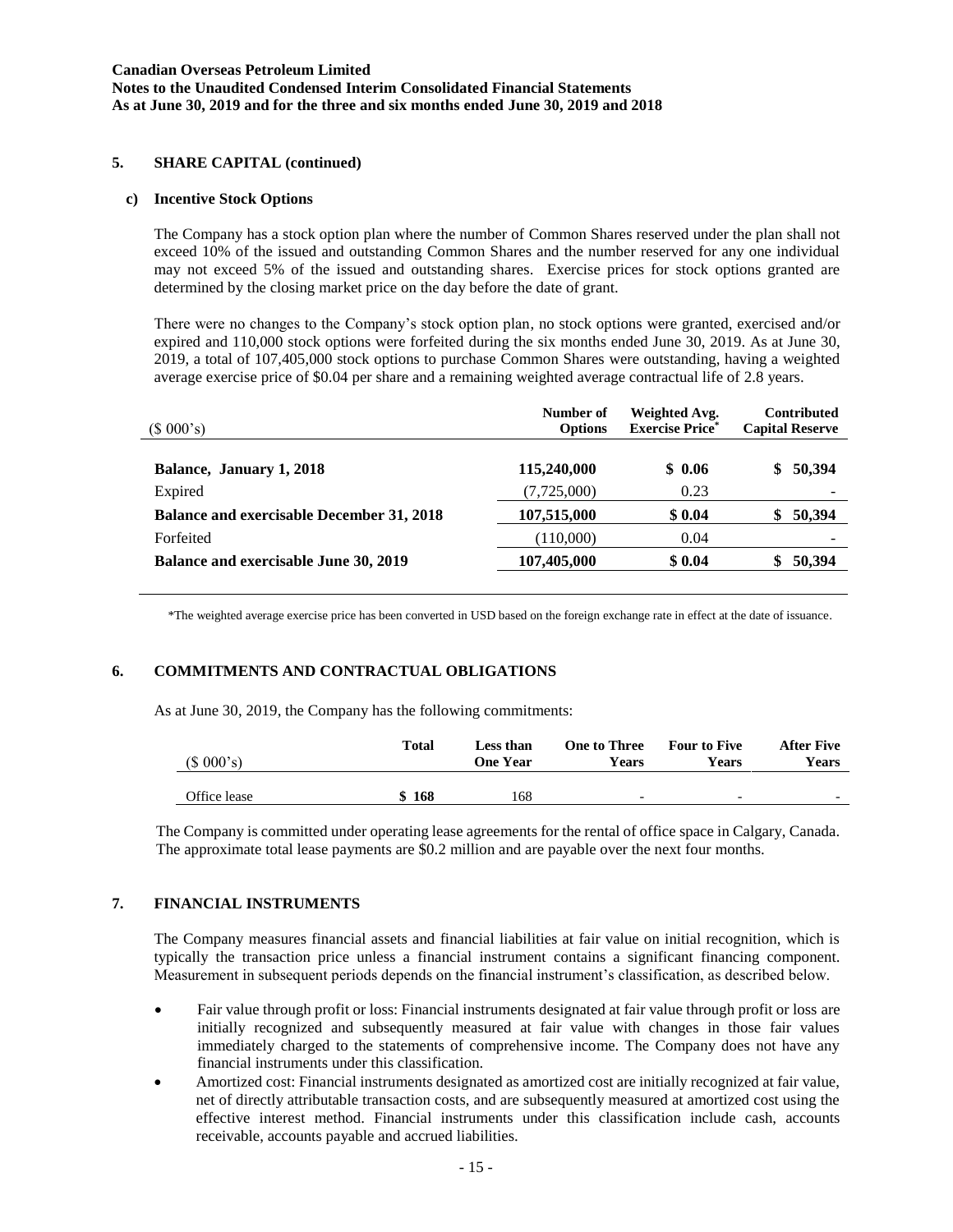## 5. SHARE CAPITAL (continued)

### c) Incentive Stock Options

The Company has a stock option plan where the number of Common Shares reserved under the plan shall not exceed 10% of the issued and outstanding Common Shares and the number reserved for any one individual may not exceed 5% of the issued and outstanding shares. Exercise prices for stock options granted are determined by the closing market price on the day before the date of grant.

There were no changes to the Company's stock option plan, no stock options were granted, exercised and/or expired and 110,000 stock options were forfeited during the six months ended June 30, 2019. As at June 30, 2019, a total of 107,405,000 stock options to purchase Common Shares were outstanding, having a weighted average exercise price of $0.04 per share and a remaining weighted average contractual life of 2.8 years.

| ($ 000's) | Number of Options | Weighted Avg. Exercise Price* | Contributed Capital Reserve |
|---|---|---|---|
| **Balance, January 1, 2018** | **115,240,000** | **$ 0.06** | **$ 50,394** |
| Expired | (7,725,000) | 0.23 | - |
| **Balance and exercisable December 31, 2018** | **107,515,000** | **$ 0.04** | **$ 50,394** |
| Forfeited | (110,000) | 0.04 | - |
| **Balance and exercisable June 30, 2019** | **107,405,000** | **$ 0.04** | **$ 50,394** |

*The weighted average exercise price has been converted in USD based on the foreign exchange rate in effect at the date of issuance.

## 6. COMMITMENTS AND CONTRACTUAL OBLIGATIONS

As at June 30, 2019, the Company has the following commitments:

| ($ 000's) | Total | Less than One Year | One to Three Years | Four to Five Years | After Five Years |
|---|---|---|---|---|---|
| Office lease | **$ 168** | 168 | - | - | - |

The Company is committed under operating lease agreements for the rental of office space in Calgary, Canada. The approximate total lease payments are $0.2 million and are payable over the next four months.

## 7. FINANCIAL INSTRUMENTS

The Company measures financial assets and financial liabilities at fair value on initial recognition, which is typically the transaction price unless a financial instrument contains a significant financing component. Measurement in subsequent periods depends on the financial instrument's classification, as described below.

- Fair value through profit or loss: Financial instruments designated at fair value through profit or loss are initially recognized and subsequently measured at fair value with changes in those fair values immediately charged to the statements of comprehensive income. The Company does not have any financial instruments under this classification.
- Amortized cost: Financial instruments designated as amortized cost are initially recognized at fair value, net of directly attributable transaction costs, and are subsequently measured at amortized cost using the effective interest method. Financial instruments under this classification include cash, accounts receivable, accounts payable and accrued liabilities.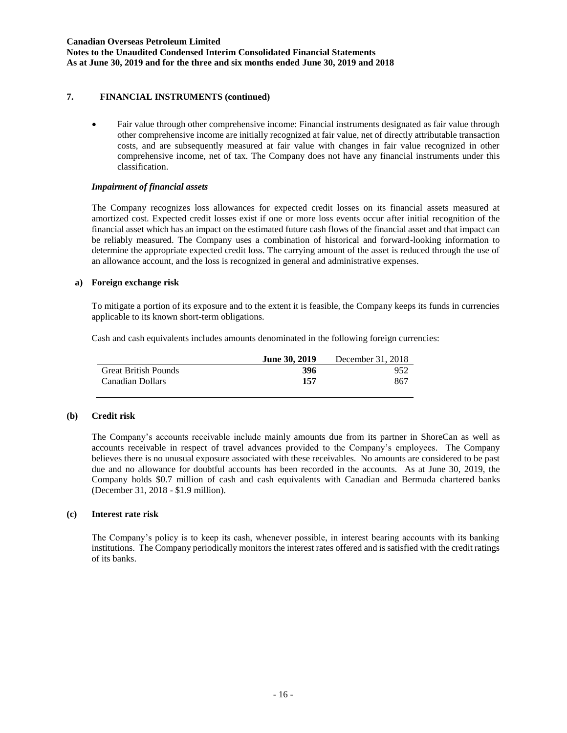## 7. FINANCIAL INSTRUMENTS (continued)

- Fair value through other comprehensive income: Financial instruments designated as fair value through other comprehensive income are initially recognized at fair value, net of directly attributable transaction costs, and are subsequently measured at fair value with changes in fair value recognized in other comprehensive income, net of tax. The Company does not have any financial instruments under this classification.

***Impairment of financial assets***

The Company recognizes loss allowances for expected credit losses on its financial assets measured at amortized cost. Expected credit losses exist if one or more loss events occur after initial recognition of the financial asset which has an impact on the estimated future cash flows of the financial asset and that impact can be reliably measured. The Company uses a combination of historical and forward-looking information to determine the appropriate expected credit loss. The carrying amount of the asset is reduced through the use of an allowance account, and the loss is recognized in general and administrative expenses.

### a) Foreign exchange risk

To mitigate a portion of its exposure and to the extent it is feasible, the Company keeps its funds in currencies applicable to its known short-term obligations.

Cash and cash equivalents includes amounts denominated in the following foreign currencies:

| | **June 30, 2019** | December 31, 2018 |
|---|---|---|
| Great British Pounds | **396** | 952 |
| Canadian Dollars | **157** | 867 |

### (b) Credit risk

The Company's accounts receivable include mainly amounts due from its partner in ShoreCan as well as accounts receivable in respect of travel advances provided to the Company's employees. The Company believes there is no unusual exposure associated with these receivables. No amounts are considered to be past due and no allowance for doubtful accounts has been recorded in the accounts. As at June 30, 2019, the Company holds \$0.7 million of cash and cash equivalents with Canadian and Bermuda chartered banks (December 31, 2018 - \$1.9 million).

### (c) Interest rate risk

The Company's policy is to keep its cash, whenever possible, in interest bearing accounts with its banking institutions. The Company periodically monitors the interest rates offered and is satisfied with the credit ratings of its banks.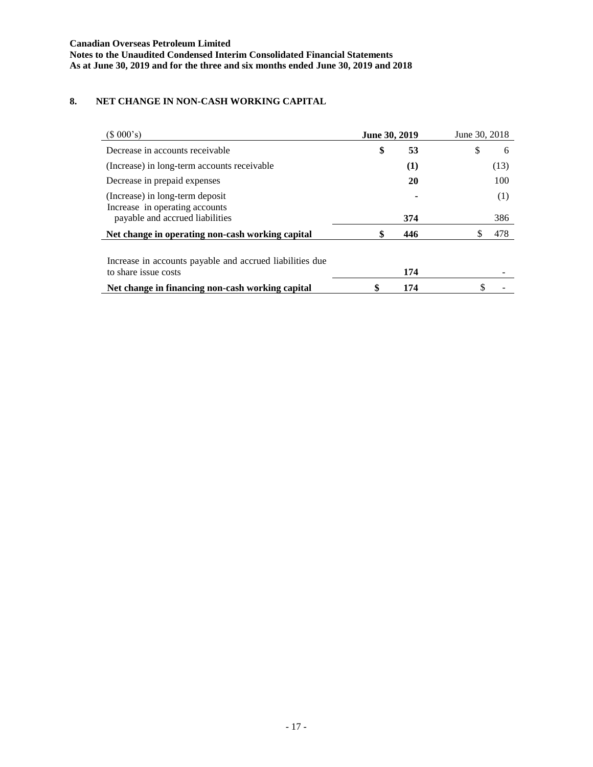## 8. NET CHANGE IN NON-CASH WORKING CAPITAL

| ($ 000's) | **June 30, 2019** | June 30, 2018 |
|---|---|---|
| Decrease in accounts receivable | **$ 53** | $ 6 |
| (Increase) in long-term accounts receivable | **(1)** | (13) |
| Decrease in prepaid expenses | **20** | 100 |
| (Increase) in long-term deposit | **-** | (1) |
| Increase in operating accounts payable and accrued liabilities | **374** | 386 |
| **Net change in operating non-cash working capital** | **$ 446** | $ 478 |
| | | |
| Increase in accounts payable and accrued liabilities due to share issue costs | **174** | - |
| **Net change in financing non-cash working capital** | **$ 174** | $ - |